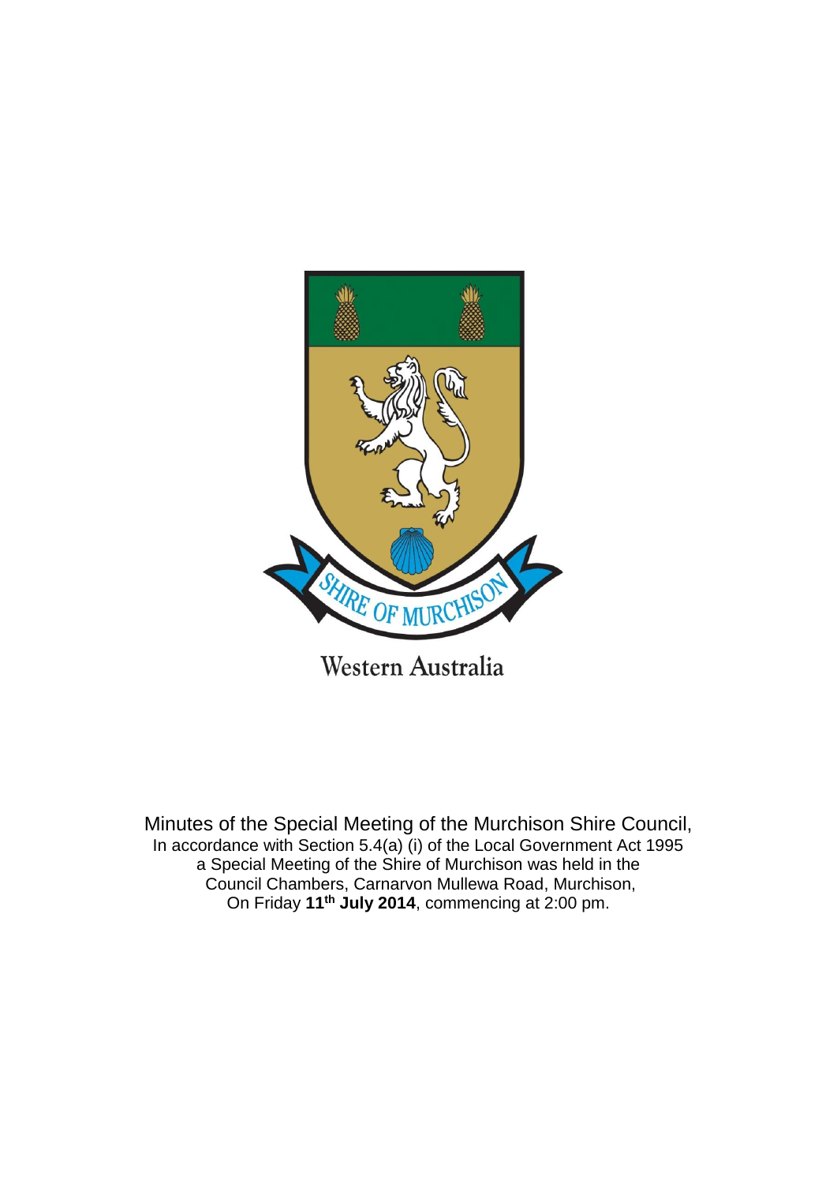Western Australia

Minutes of the Special Meeting of the Murchison Shire Council,
In accordance with Section 5.4(a) (i) of the Local Government Act 1995
a Special Meeting of the Shire of Murchison was held in the
Council Chambers, Carnarvon Mullewa Road, Murchison,
On Friday **11th July 2014**, commencing at 2:00 pm.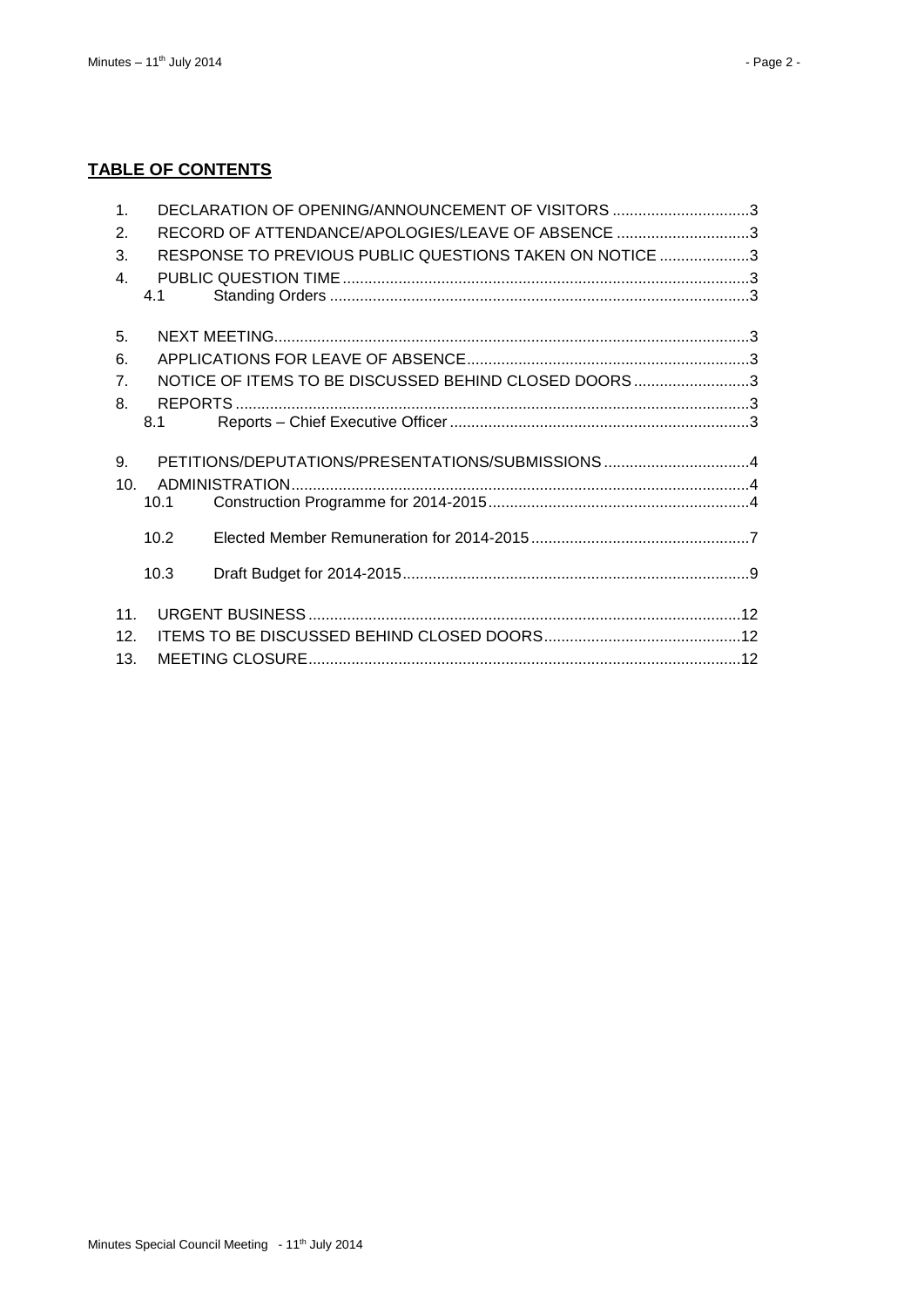**TABLE OF CONTENTS**

1. DECLARATION OF OPENING/ANNOUNCEMENT OF VISITORS ................................3
2. RECORD OF ATTENDANCE/APOLOGIES/LEAVE OF ABSENCE ...............................3
3. RESPONSE TO PREVIOUS PUBLIC QUESTIONS TAKEN ON NOTICE .....................3
4. PUBLIC QUESTION TIME ..............................................................................................3
   - 4.1 Standing Orders .................................................................................................3
5. NEXT MEETING..............................................................................................................3
6. APPLICATIONS FOR LEAVE OF ABSENCE..................................................................3
7. NOTICE OF ITEMS TO BE DISCUSSED BEHIND CLOSED DOORS...........................3
8. REPORTS .......................................................................................................................3
   - 8.1 Reports – Chief Executive Officer ......................................................................3
9. PETITIONS/DEPUTATIONS/PRESENTATIONS/SUBMISSIONS ..................................4
10. ADMINISTRATION..........................................................................................................4
    - 10.1 Construction Programme for 2014-2015............................................................4
    - 10.2 Elected Member Remuneration for 2014-2015...................................................7
    - 10.3 Draft Budget for 2014-2015................................................................................9
11. URGENT BUSINESS ....................................................................................................12
12. ITEMS TO BE DISCUSSED BEHIND CLOSED DOORS.............................................12
13. MEETING CLOSURE....................................................................................................12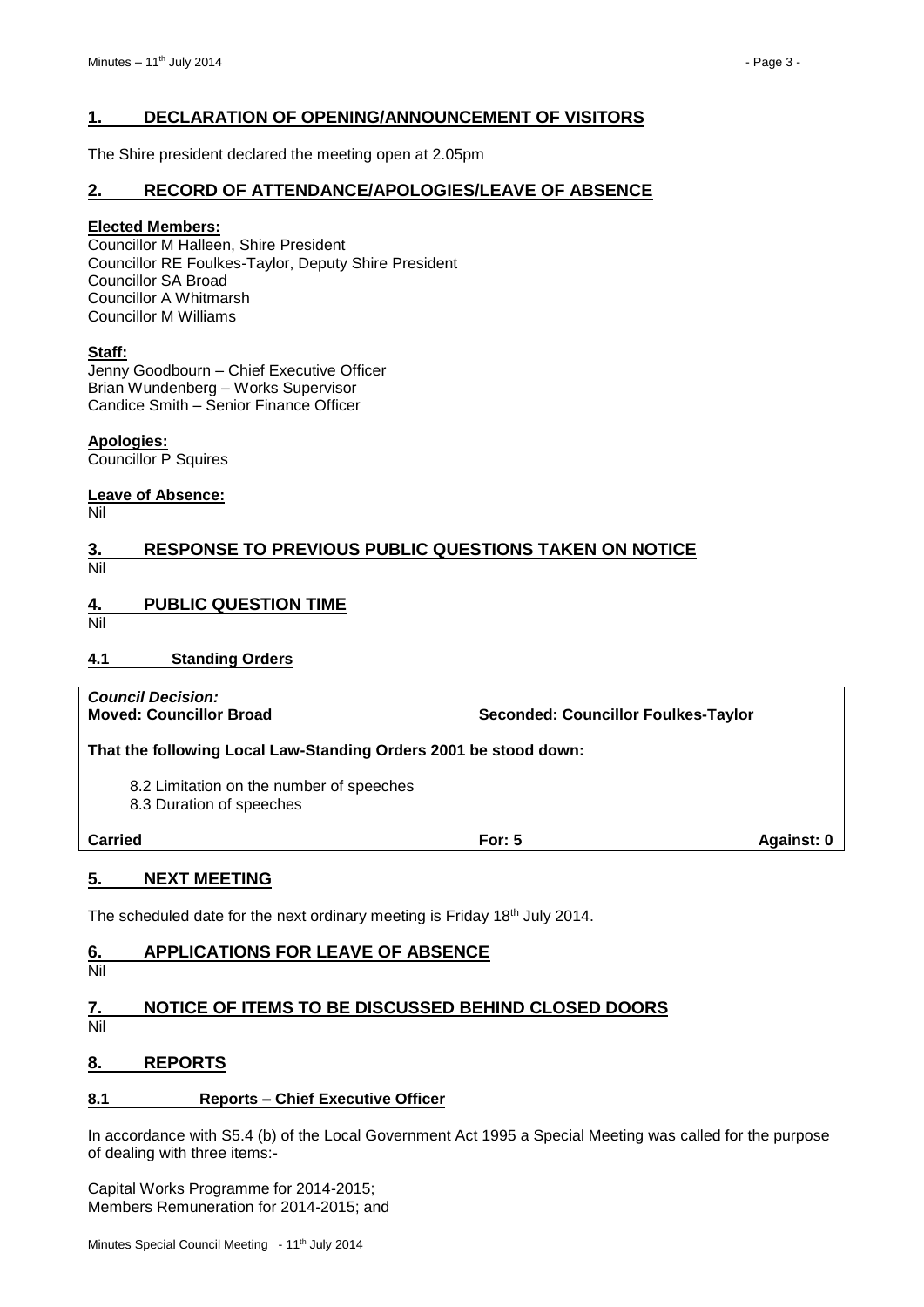## 1. DECLARATION OF OPENING/ANNOUNCEMENT OF VISITORS

The Shire president declared the meeting open at 2.05pm

## 2. RECORD OF ATTENDANCE/APOLOGIES/LEAVE OF ABSENCE

**Elected Members:**
Councillor M Halleen, Shire President
Councillor RE Foulkes-Taylor, Deputy Shire President
Councillor SA Broad
Councillor A Whitmarsh
Councillor M Williams

**Staff:**
Jenny Goodbourn – Chief Executive Officer
Brian Wundenberg – Works Supervisor
Candice Smith – Senior Finance Officer

**Apologies:**
Councillor P Squires

**Leave of Absence:**
Nil

## 3. RESPONSE TO PREVIOUS PUBLIC QUESTIONS TAKEN ON NOTICE

Nil

## 4. PUBLIC QUESTION TIME

Nil

### 4.1 Standing Orders

***Council Decision:***
**Moved: Councillor Broad** **Seconded: Councillor Foulkes-Taylor**

**That the following Local Law-Standing Orders 2001 be stood down:**

8.2 Limitation on the number of speeches
8.3 Duration of speeches

**Carried** **For: 5** **Against: 0**

## 5. NEXT MEETING

The scheduled date for the next ordinary meeting is Friday 18th July 2014.

## 6. APPLICATIONS FOR LEAVE OF ABSENCE

Nil

## 7. NOTICE OF ITEMS TO BE DISCUSSED BEHIND CLOSED DOORS

Nil

## 8. REPORTS

### 8.1 Reports – Chief Executive Officer

In accordance with S5.4 (b) of the Local Government Act 1995 a Special Meeting was called for the purpose of dealing with three items:-

Capital Works Programme for 2014-2015;
Members Remuneration for 2014-2015; and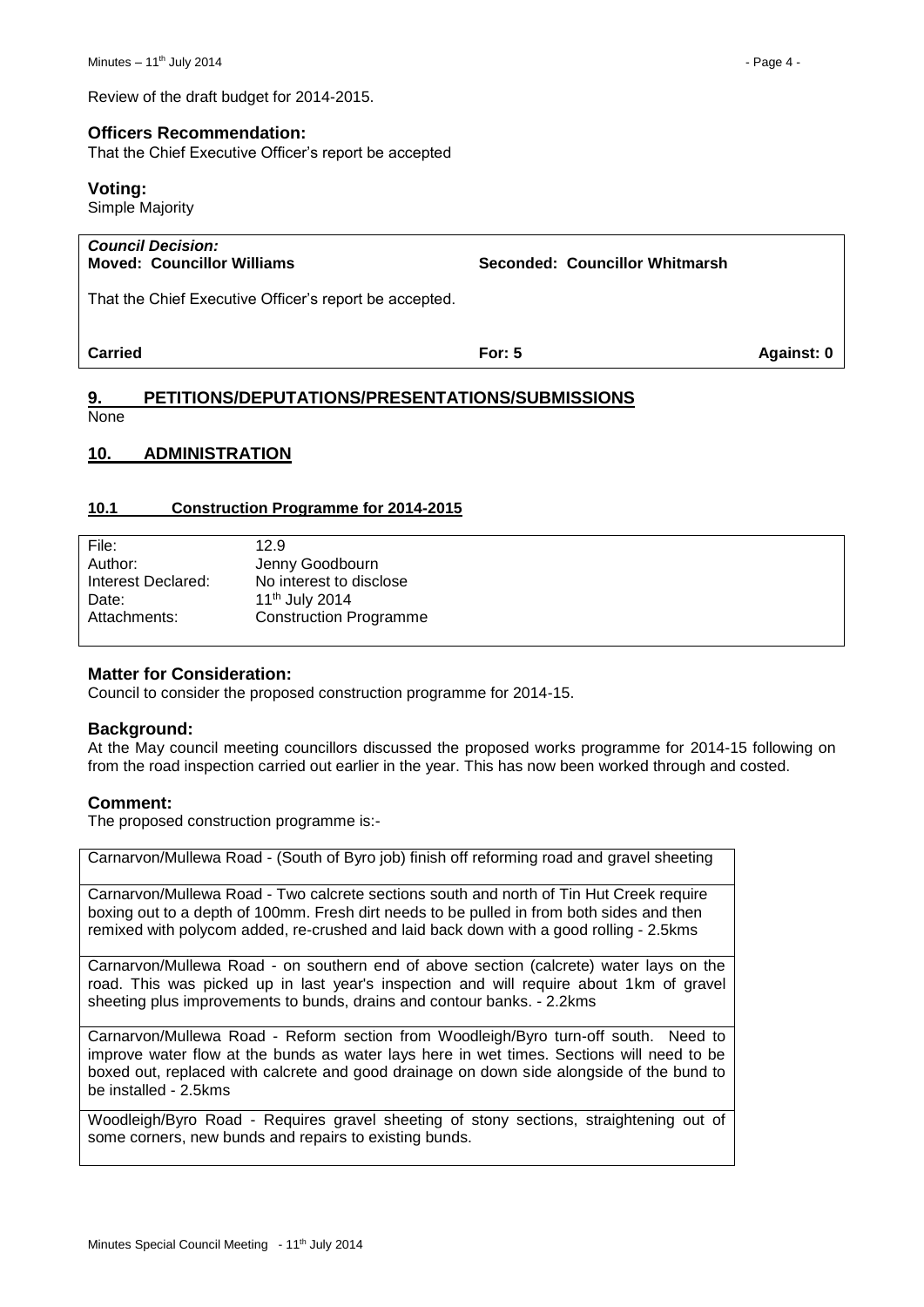Review of the draft budget for 2014-2015.

### Officers Recommendation:

That the Chief Executive Officer's report be accepted

### Voting:

Simple Majority

| *Council Decision:* | | |
|---|---|---|
| **Moved: Councillor Williams** | **Seconded: Councillor Whitmarsh** | |
| That the Chief Executive Officer's report be accepted. | | |
| **Carried** | **For: 5** | **Against: 0** |

## 9. PETITIONS/DEPUTATIONS/PRESENTATIONS/SUBMISSIONS

None

## 10. ADMINISTRATION

### 10.1 Construction Programme for 2014-2015

| | |
|---|---|
| File: | 12.9 |
| Author: | Jenny Goodbourn |
| Interest Declared: | No interest to disclose |
| Date: | 11th July 2014 |
| Attachments: | Construction Programme |

### Matter for Consideration:

Council to consider the proposed construction programme for 2014-15.

### Background:

At the May council meeting councillors discussed the proposed works programme for 2014-15 following on from the road inspection carried out earlier in the year. This has now been worked through and costed.

### Comment:

The proposed construction programme is:-

| |
|---|
| Carnarvon/Mullewa Road - (South of Byro job) finish off reforming road and gravel sheeting |
| Carnarvon/Mullewa Road - Two calcrete sections south and north of Tin Hut Creek require boxing out to a depth of 100mm. Fresh dirt needs to be pulled in from both sides and then remixed with polycom added, re-crushed and laid back down with a good rolling - 2.5kms |
| Carnarvon/Mullewa Road - on southern end of above section (calcrete) water lays on the road. This was picked up in last year's inspection and will require about 1km of gravel sheeting plus improvements to bunds, drains and contour banks. - 2.2kms |
| Carnarvon/Mullewa Road - Reform section from Woodleigh/Byro turn-off south. Need to improve water flow at the bunds as water lays here in wet times. Sections will need to be boxed out, replaced with calcrete and good drainage on down side alongside of the bund to be installed - 2.5kms |
| Woodleigh/Byro Road - Requires gravel sheeting of stony sections, straightening out of some corners, new bunds and repairs to existing bunds. |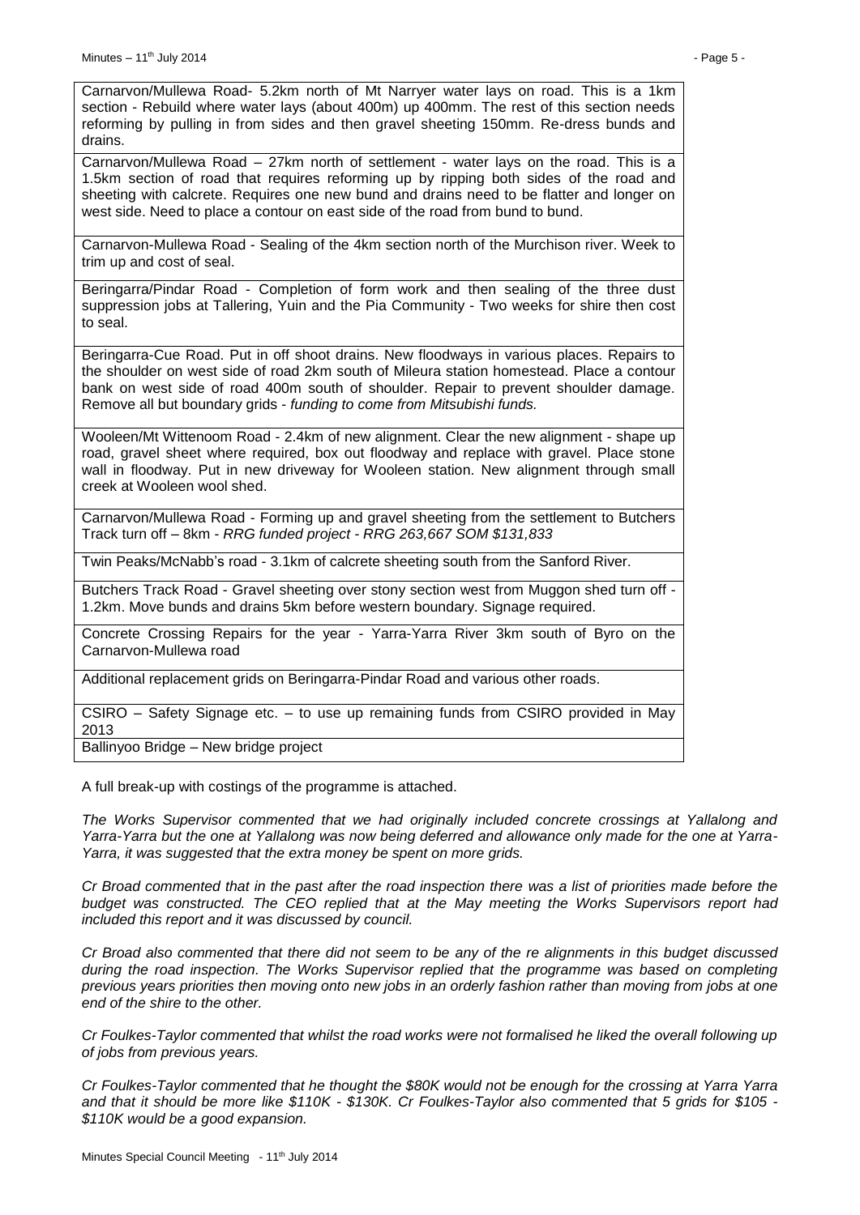| |
|---|
| Carnarvon/Mullewa Road- 5.2km north of Mt Narryer water lays on road. This is a 1km section - Rebuild where water lays (about 400m) up 400mm. The rest of this section needs reforming by pulling in from sides and then gravel sheeting 150mm. Re-dress bunds and drains. |
| Carnarvon/Mullewa Road – 27km north of settlement - water lays on the road. This is a 1.5km section of road that requires reforming up by ripping both sides of the road and sheeting with calcrete. Requires one new bund and drains need to be flatter and longer on west side. Need to place a contour on east side of the road from bund to bund. |
| Carnarvon-Mullewa Road - Sealing of the 4km section north of the Murchison river. Week to trim up and cost of seal. |
| Beringarra/Pindar Road - Completion of form work and then sealing of the three dust suppression jobs at Tallering, Yuin and the Pia Community - Two weeks for shire then cost to seal. |
| Beringarra-Cue Road. Put in off shoot drains. New floodways in various places. Repairs to the shoulder on west side of road 2km south of Mileura station homestead. Place a contour bank on west side of road 400m south of shoulder. Repair to prevent shoulder damage. Remove all but boundary grids - *funding to come from Mitsubishi funds.* |
| Wooleen/Mt Wittenoom Road - 2.4km of new alignment. Clear the new alignment - shape up road, gravel sheet where required, box out floodway and replace with gravel. Place stone wall in floodway. Put in new driveway for Wooleen station. New alignment through small creek at Wooleen wool shed. |
| Carnarvon/Mullewa Road - Forming up and gravel sheeting from the settlement to Butchers Track turn off – 8km - *RRG funded project - RRG 263,667 SOM $131,833* |
| Twin Peaks/McNabb's road - 3.1km of calcrete sheeting south from the Sanford River. |
| Butchers Track Road - Gravel sheeting over stony section west from Muggon shed turn off - 1.2km. Move bunds and drains 5km before western boundary. Signage required. |
| Concrete Crossing Repairs for the year - Yarra-Yarra River 3km south of Byro on the Carnarvon-Mullewa road |
| Additional replacement grids on Beringarra-Pindar Road and various other roads. |
| CSIRO – Safety Signage etc. – to use up remaining funds from CSIRO provided in May 2013 |
| Ballinyoo Bridge – New bridge project |

A full break-up with costings of the programme is attached.

*The Works Supervisor commented that we had originally included concrete crossings at Yallalong and Yarra-Yarra but the one at Yallalong was now being deferred and allowance only made for the one at Yarra-Yarra, it was suggested that the extra money be spent on more grids.*

*Cr Broad commented that in the past after the road inspection there was a list of priorities made before the budget was constructed. The CEO replied that at the May meeting the Works Supervisors report had included this report and it was discussed by council.*

*Cr Broad also commented that there did not seem to be any of the re alignments in this budget discussed during the road inspection. The Works Supervisor replied that the programme was based on completing previous years priorities then moving onto new jobs in an orderly fashion rather than moving from jobs at one end of the shire to the other.*

*Cr Foulkes-Taylor commented that whilst the road works were not formalised he liked the overall following up of jobs from previous years.*

*Cr Foulkes-Taylor commented that he thought the $80K would not be enough for the crossing at Yarra Yarra and that it should be more like $110K - $130K. Cr Foulkes-Taylor also commented that 5 grids for $105 - $110K would be a good expansion.*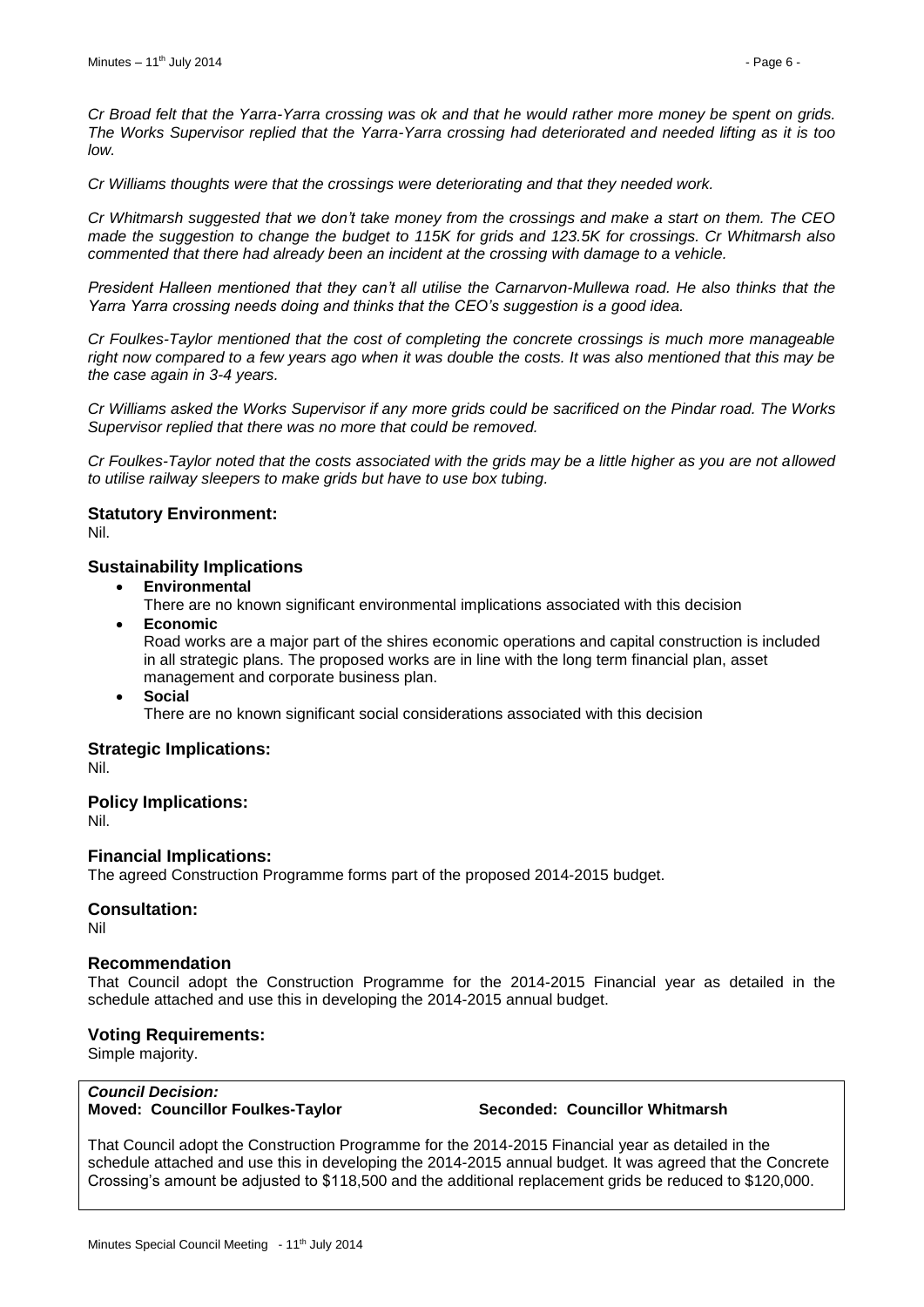*Cr Broad felt that the Yarra-Yarra crossing was ok and that he would rather more money be spent on grids. The Works Supervisor replied that the Yarra-Yarra crossing had deteriorated and needed lifting as it is too low.*

*Cr Williams thoughts were that the crossings were deteriorating and that they needed work.*

*Cr Whitmarsh suggested that we don't take money from the crossings and make a start on them. The CEO made the suggestion to change the budget to 115K for grids and 123.5K for crossings. Cr Whitmarsh also commented that there had already been an incident at the crossing with damage to a vehicle.*

*President Halleen mentioned that they can't all utilise the Carnarvon-Mullewa road. He also thinks that the Yarra Yarra crossing needs doing and thinks that the CEO's suggestion is a good idea.*

*Cr Foulkes-Taylor mentioned that the cost of completing the concrete crossings is much more manageable right now compared to a few years ago when it was double the costs. It was also mentioned that this may be the case again in 3-4 years.*

*Cr Williams asked the Works Supervisor if any more grids could be sacrificed on the Pindar road. The Works Supervisor replied that there was no more that could be removed.*

*Cr Foulkes-Taylor noted that the costs associated with the grids may be a little higher as you are not allowed to utilise railway sleepers to make grids but have to use box tubing.*

### Statutory Environment:

Nil.

### Sustainability Implications

- **Environmental**
  There are no known significant environmental implications associated with this decision
- **Economic**
  Road works are a major part of the shires economic operations and capital construction is included in all strategic plans. The proposed works are in line with the long term financial plan, asset management and corporate business plan.
- **Social**
  There are no known significant social considerations associated with this decision

### Strategic Implications:

Nil.

### Policy Implications:

Nil.

### Financial Implications:

The agreed Construction Programme forms part of the proposed 2014-2015 budget.

### Consultation:

Nil

### Recommendation

That Council adopt the Construction Programme for the 2014-2015 Financial year as detailed in the schedule attached and use this in developing the 2014-2015 annual budget.

### Voting Requirements:

Simple majority.

***Council Decision:***

**Moved: Councillor Foulkes-Taylor** **Seconded: Councillor Whitmarsh**

That Council adopt the Construction Programme for the 2014-2015 Financial year as detailed in the schedule attached and use this in developing the 2014-2015 annual budget. It was agreed that the Concrete Crossing's amount be adjusted to $118,500 and the additional replacement grids be reduced to $120,000.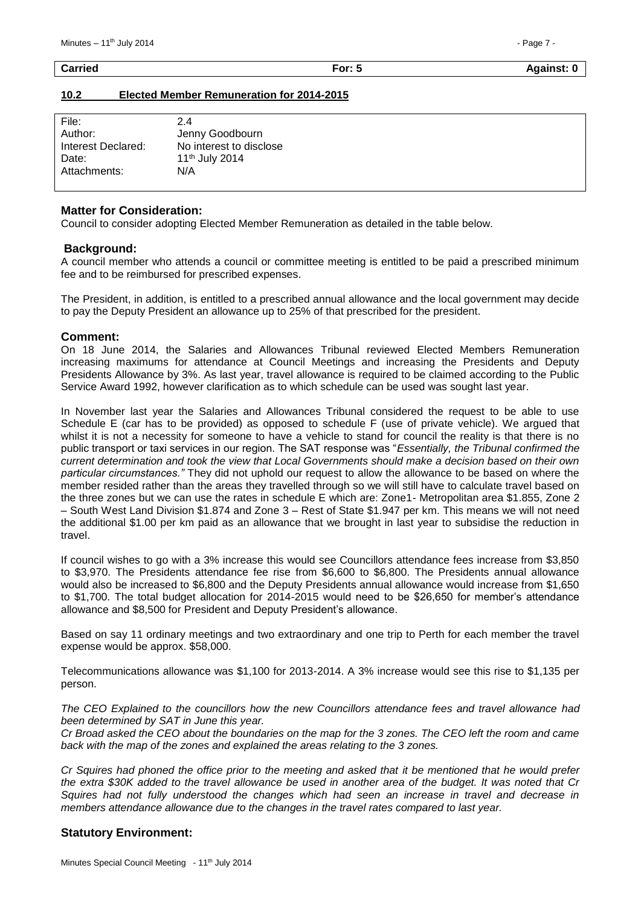| Carried | For: 5 | Against: 0 |
| --- | --- | --- |

## 10.2 Elected Member Remuneration for 2014-2015

| | |
| --- | --- |
| File: | 2.4 |
| Author: | Jenny Goodbourn |
| Interest Declared: | No interest to disclose |
| Date: | 11th July 2014 |
| Attachments: | N/A |

### Matter for Consideration:

Council to consider adopting Elected Member Remuneration as detailed in the table below.

### Background:

A council member who attends a council or committee meeting is entitled to be paid a prescribed minimum fee and to be reimbursed for prescribed expenses.

The President, in addition, is entitled to a prescribed annual allowance and the local government may decide to pay the Deputy President an allowance up to 25% of that prescribed for the president.

### Comment:

On 18 June 2014, the Salaries and Allowances Tribunal reviewed Elected Members Remuneration increasing maximums for attendance at Council Meetings and increasing the Presidents and Deputy Presidents Allowance by 3%. As last year, travel allowance is required to be claimed according to the Public Service Award 1992, however clarification as to which schedule can be used was sought last year.

In November last year the Salaries and Allowances Tribunal considered the request to be able to use Schedule E (car has to be provided) as opposed to schedule F (use of private vehicle). We argued that whilst it is not a necessity for someone to have a vehicle to stand for council the reality is that there is no public transport or taxi services in our region. The SAT response was "*Essentially, the Tribunal confirmed the current determination and took the view that Local Governments should make a decision based on their own particular circumstances."* They did not uphold our request to allow the allowance to be based on where the member resided rather than the areas they travelled through so we will still have to calculate travel based on the three zones but we can use the rates in schedule E which are: Zone1- Metropolitan area $1.855, Zone 2 – South West Land Division $1.874 and Zone 3 – Rest of State $1.947 per km. This means we will not need the additional $1.00 per km paid as an allowance that we brought in last year to subsidise the reduction in travel.

If council wishes to go with a 3% increase this would see Councillors attendance fees increase from $3,850 to $3,970. The Presidents attendance fee rise from $6,600 to $6,800. The Presidents annual allowance would also be increased to $6,800 and the Deputy Presidents annual allowance would increase from $1,650 to $1,700. The total budget allocation for 2014-2015 would need to be $26,650 for member's attendance allowance and $8,500 for President and Deputy President's allowance.

Based on say 11 ordinary meetings and two extraordinary and one trip to Perth for each member the travel expense would be approx. $58,000.

Telecommunications allowance was $1,100 for 2013-2014. A 3% increase would see this rise to $1,135 per person.

*The CEO Explained to the councillors how the new Councillors attendance fees and travel allowance had been determined by SAT in June this year.*

*Cr Broad asked the CEO about the boundaries on the map for the 3 zones. The CEO left the room and came back with the map of the zones and explained the areas relating to the 3 zones.*

*Cr Squires had phoned the office prior to the meeting and asked that it be mentioned that he would prefer the extra $30K added to the travel allowance be used in another area of the budget. It was noted that Cr Squires had not fully understood the changes which had seen an increase in travel and decrease in members attendance allowance due to the changes in the travel rates compared to last year.*

### Statutory Environment: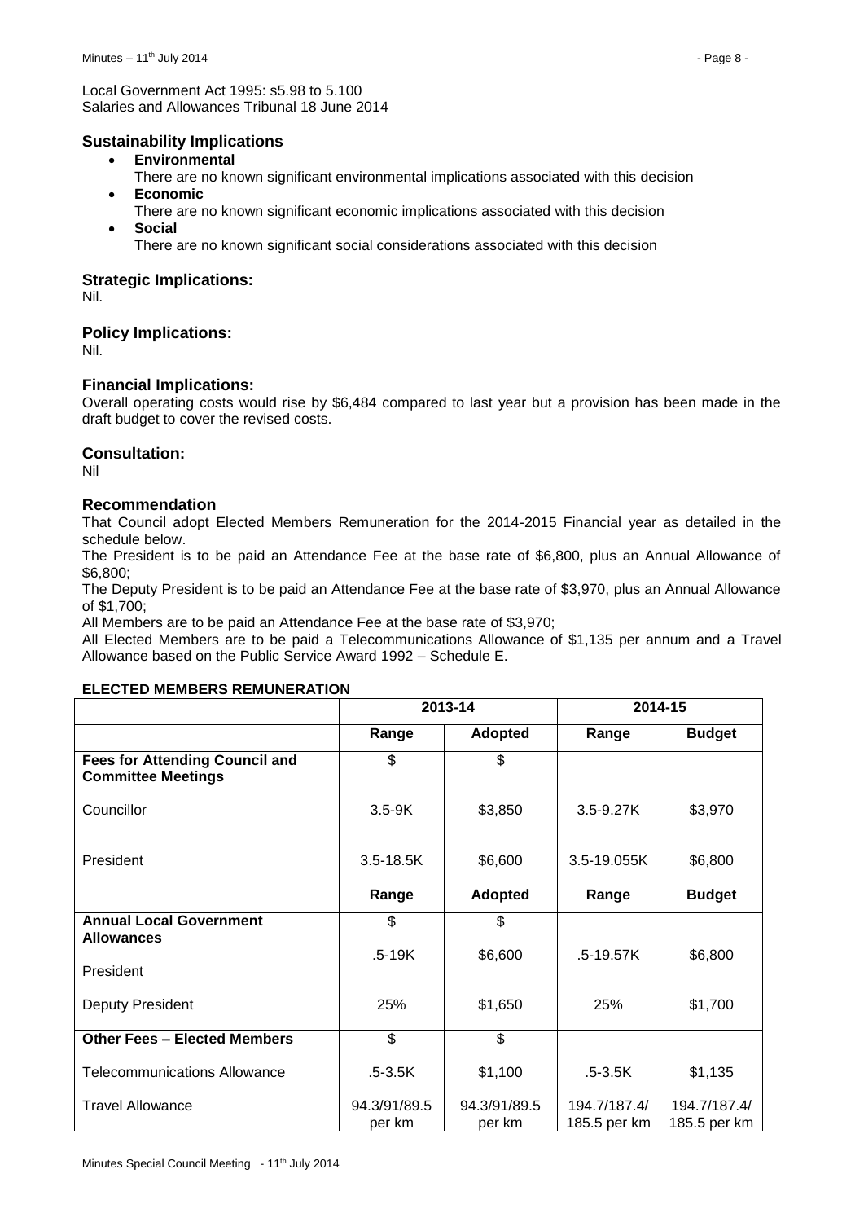Local Government Act 1995: s5.98 to 5.100
Salaries and Allowances Tribunal 18 June 2014

### Sustainability Implications

- **Environmental**
  There are no known significant environmental implications associated with this decision
- **Economic**
  There are no known significant economic implications associated with this decision
- **Social**
  There are no known significant social considerations associated with this decision

### Strategic Implications:

Nil.

### Policy Implications:

Nil.

### Financial Implications:

Overall operating costs would rise by $6,484 compared to last year but a provision has been made in the draft budget to cover the revised costs.

### Consultation:

Nil

### Recommendation

That Council adopt Elected Members Remuneration for the 2014-2015 Financial year as detailed in the schedule below.

The President is to be paid an Attendance Fee at the base rate of $6,800, plus an Annual Allowance of $6,800;

The Deputy President is to be paid an Attendance Fee at the base rate of $3,970, plus an Annual Allowance of $1,700;

All Members are to be paid an Attendance Fee at the base rate of $3,970;

All Elected Members are to be paid a Telecommunications Allowance of $1,135 per annum and a Travel Allowance based on the Public Service Award 1992 – Schedule E.

**ELECTED MEMBERS REMUNERATION**

| | 2013-14 | | 2014-15 | |
|---|---|---|---|---|
| | **Range** | **Adopted** | **Range** | **Budget** |
| **Fees for Attending Council and Committee Meetings** | $ | $ | | |
| Councillor | 3.5-9K | $3,850 | 3.5-9.27K | $3,970 |
| President | 3.5-18.5K | $6,600 | 3.5-19.055K | $6,800 |
| | **Range** | **Adopted** | **Range** | **Budget** |
| **Annual Local Government Allowances** | $ | $ | | |
| President | .5-19K | $6,600 | .5-19.57K | $6,800 |
| Deputy President | 25% | $1,650 | 25% | $1,700 |
| **Other Fees – Elected Members** | $ | $ | | |
| Telecommunications Allowance | .5-3.5K | $1,100 | .5-3.5K | $1,135 |
| Travel Allowance | 94.3/91/89.5 per km | 94.3/91/89.5 per km | 194.7/187.4/ 185.5 per km | 194.7/187.4/ 185.5 per km |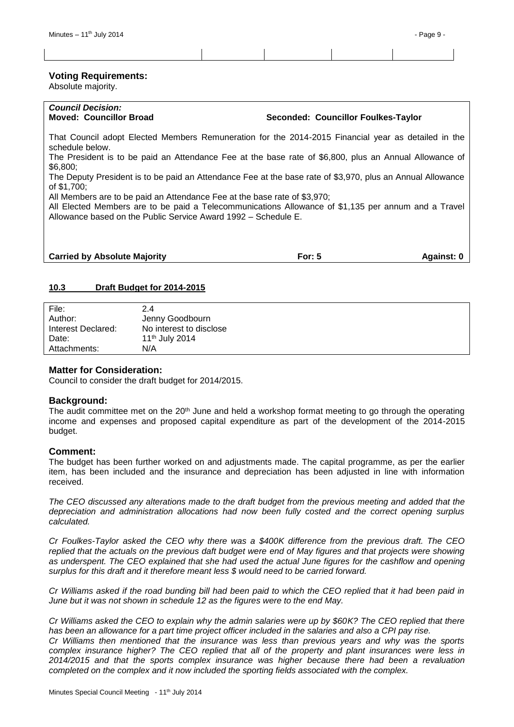### Voting Requirements:

Absolute majority.

***Council Decision:***

**Moved: Councillor Broad** **Seconded: Councillor Foulkes-Taylor**

That Council adopt Elected Members Remuneration for the 2014-2015 Financial year as detailed in the schedule below.

The President is to be paid an Attendance Fee at the base rate of $6,800, plus an Annual Allowance of $6,800;

The Deputy President is to be paid an Attendance Fee at the base rate of $3,970, plus an Annual Allowance of $1,700;

All Members are to be paid an Attendance Fee at the base rate of $3,970;

All Elected Members are to be paid a Telecommunications Allowance of $1,135 per annum and a Travel Allowance based on the Public Service Award 1992 – Schedule E.

**Carried by Absolute Majority** **For: 5** **Against: 0**

## 10.3 Draft Budget for 2014-2015

| | |
|---|---|
| File: | 2.4 |
| Author: | Jenny Goodbourn |
| Interest Declared: | No interest to disclose |
| Date: | 11th July 2014 |
| Attachments: | N/A |

### Matter for Consideration:

Council to consider the draft budget for 2014/2015.

### Background:

The audit committee met on the 20th June and held a workshop format meeting to go through the operating income and expenses and proposed capital expenditure as part of the development of the 2014-2015 budget.

### Comment:

The budget has been further worked on and adjustments made. The capital programme, as per the earlier item, has been included and the insurance and depreciation has been adjusted in line with information received.

*The CEO discussed any alterations made to the draft budget from the previous meeting and added that the depreciation and administration allocations had now been fully costed and the correct opening surplus calculated.*

*Cr Foulkes-Taylor asked the CEO why there was a $400K difference from the previous draft. The CEO replied that the actuals on the previous daft budget were end of May figures and that projects were showing as underspent. The CEO explained that she had used the actual June figures for the cashflow and opening surplus for this draft and it therefore meant less $ would need to be carried forward.*

*Cr Williams asked if the road bunding bill had been paid to which the CEO replied that it had been paid in June but it was not shown in schedule 12 as the figures were to the end May.*

*Cr Williams asked the CEO to explain why the admin salaries were up by $60K? The CEO replied that there has been an allowance for a part time project officer included in the salaries and also a CPI pay rise.*

*Cr Williams then mentioned that the insurance was less than previous years and why was the sports complex insurance higher? The CEO replied that all of the property and plant insurances were less in 2014/2015 and that the sports complex insurance was higher because there had been a revaluation completed on the complex and it now included the sporting fields associated with the complex.*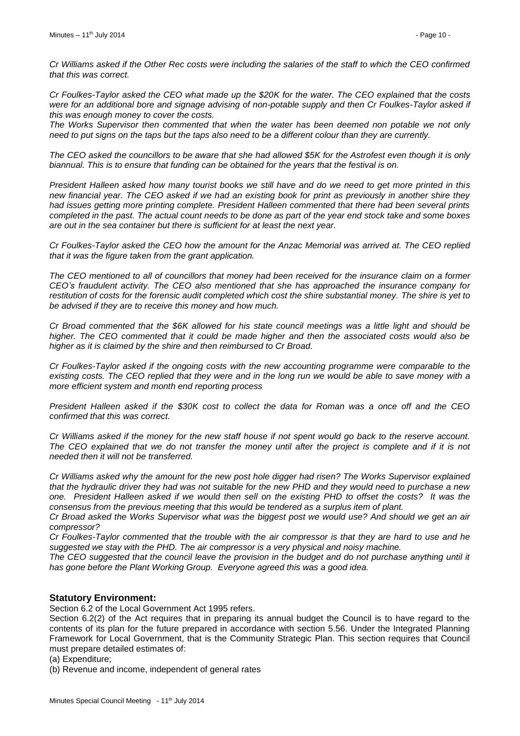*Cr Williams asked if the Other Rec costs were including the salaries of the staff to which the CEO confirmed that this was correct.*

*Cr Foulkes-Taylor asked the CEO what made up the $20K for the water. The CEO explained that the costs were for an additional bore and signage advising of non-potable supply and then Cr Foulkes-Taylor asked if this was enough money to cover the costs.*
*The Works Supervisor then commented that when the water has been deemed non potable we not only need to put signs on the taps but the taps also need to be a different colour than they are currently.*

*The CEO asked the councillors to be aware that she had allowed $5K for the Astrofest even though it is only biannual. This is to ensure that funding can be obtained for the years that the festival is on.*

*President Halleen asked how many tourist books we still have and do we need to get more printed in this new financial year. The CEO asked if we had an existing book for print as previously in another shire they had issues getting more printing complete. President Halleen commented that there had been several prints completed in the past. The actual count needs to be done as part of the year end stock take and some boxes are out in the sea container but there is sufficient for at least the next year.*

*Cr Foulkes-Taylor asked the CEO how the amount for the Anzac Memorial was arrived at. The CEO replied that it was the figure taken from the grant application.*

*The CEO mentioned to all of councillors that money had been received for the insurance claim on a former CEO's fraudulent activity. The CEO also mentioned that she has approached the insurance company for restitution of costs for the forensic audit completed which cost the shire substantial money. The shire is yet to be advised if they are to receive this money and how much.*

*Cr Broad commented that the $6K allowed for his state council meetings was a little light and should be higher. The CEO commented that it could be made higher and then the associated costs would also be higher as it is claimed by the shire and then reimbursed to Cr Broad.*

*Cr Foulkes-Taylor asked if the ongoing costs with the new accounting programme were comparable to the existing costs. The CEO replied that they were and in the long run we would be able to save money with a more efficient system and month end reporting process*

*President Halleen asked if the $30K cost to collect the data for Roman was a once off and the CEO confirmed that this was correct.*

*Cr Williams asked if the money for the new staff house if not spent would go back to the reserve account. The CEO explained that we do not transfer the money until after the project is complete and if it is not needed then it will not be transferred.*

*Cr Williams asked why the amount for the new post hole digger had risen? The Works Supervisor explained that the hydraulic driver they had was not suitable for the new PHD and they would need to purchase a new one. President Halleen asked if we would then sell on the existing PHD to offset the costs? It was the consensus from the previous meeting that this would be tendered as a surplus item of plant.*
*Cr Broad asked the Works Supervisor what was the biggest post we would use? And should we get an air compressor?*
*Cr Foulkes-Taylor commented that the trouble with the air compressor is that they are hard to use and he suggested we stay with the PHD. The air compressor is a very physical and noisy machine.*
*The CEO suggested that the council leave the provision in the budget and do not purchase anything until it has gone before the Plant Working Group. Everyone agreed this was a good idea.*

### Statutory Environment:

Section 6.2 of the Local Government Act 1995 refers.
Section 6.2(2) of the Act requires that in preparing its annual budget the Council is to have regard to the contents of its plan for the future prepared in accordance with section 5.56. Under the Integrated Planning Framework for Local Government, that is the Community Strategic Plan. This section requires that Council must prepare detailed estimates of:
(a) Expenditure;
(b) Revenue and income, independent of general rates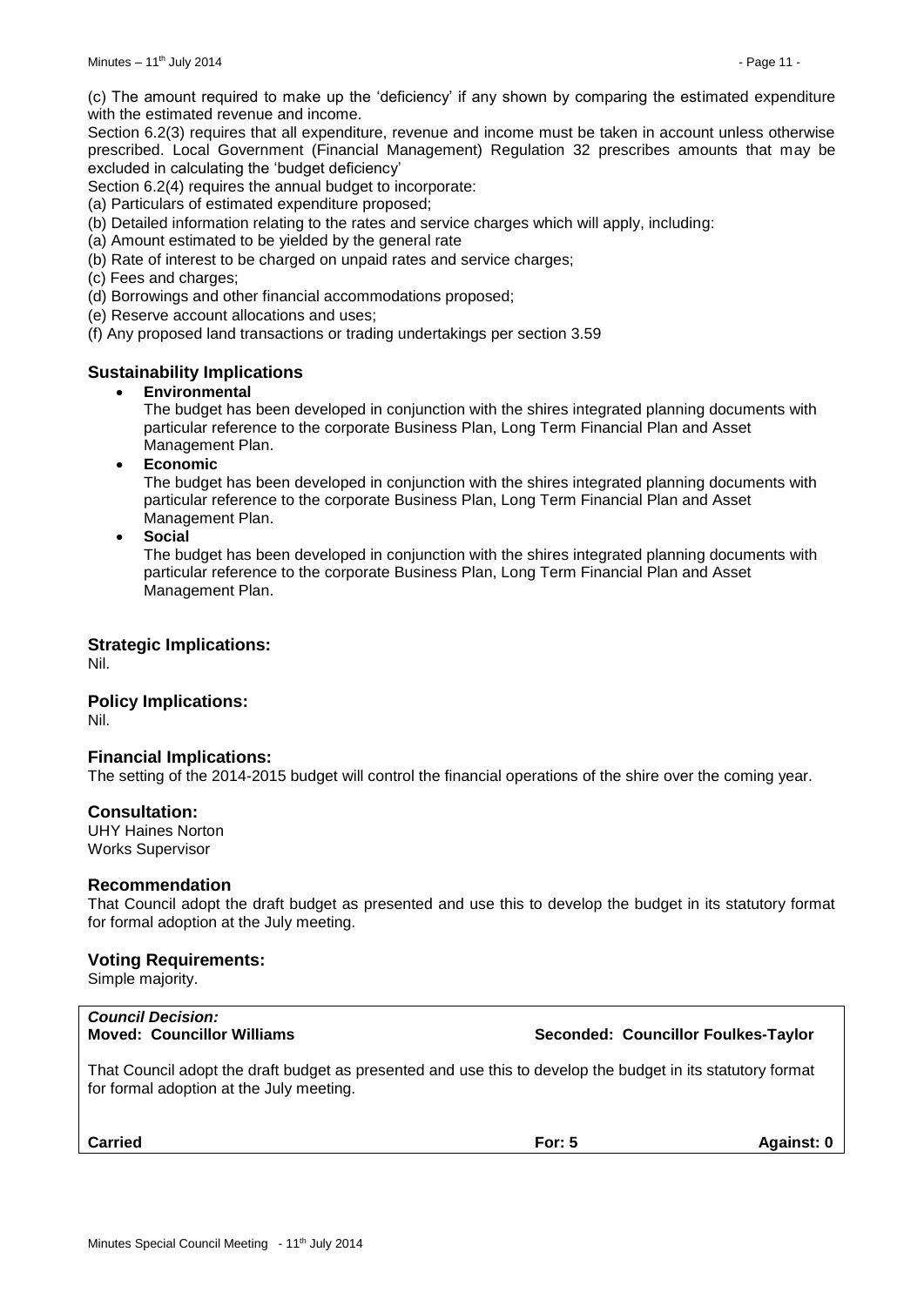(c) The amount required to make up the 'deficiency' if any shown by comparing the estimated expenditure with the estimated revenue and income.

Section 6.2(3) requires that all expenditure, revenue and income must be taken in account unless otherwise prescribed. Local Government (Financial Management) Regulation 32 prescribes amounts that may be excluded in calculating the 'budget deficiency'

Section 6.2(4) requires the annual budget to incorporate:

(a) Particulars of estimated expenditure proposed;

(b) Detailed information relating to the rates and service charges which will apply, including:

(a) Amount estimated to be yielded by the general rate

(b) Rate of interest to be charged on unpaid rates and service charges;

(c) Fees and charges;

(d) Borrowings and other financial accommodations proposed;

(e) Reserve account allocations and uses;

(f) Any proposed land transactions or trading undertakings per section 3.59

## Sustainability Implications

- **Environmental**
  The budget has been developed in conjunction with the shires integrated planning documents with particular reference to the corporate Business Plan, Long Term Financial Plan and Asset Management Plan.
- **Economic**
  The budget has been developed in conjunction with the shires integrated planning documents with particular reference to the corporate Business Plan, Long Term Financial Plan and Asset Management Plan.
- **Social**
  The budget has been developed in conjunction with the shires integrated planning documents with particular reference to the corporate Business Plan, Long Term Financial Plan and Asset Management Plan.

## Strategic Implications:

Nil.

## Policy Implications:

Nil.

## Financial Implications:

The setting of the 2014-2015 budget will control the financial operations of the shire over the coming year.

## Consultation:

UHY Haines Norton
Works Supervisor

## Recommendation

That Council adopt the draft budget as presented and use this to develop the budget in its statutory format for formal adoption at the July meeting.

## Voting Requirements:

Simple majority.

***Council Decision:***

**Moved: Councillor Williams** **Seconded: Councillor Foulkes-Taylor**

That Council adopt the draft budget as presented and use this to develop the budget in its statutory format for formal adoption at the July meeting.

**Carried** **For: 5** **Against: 0**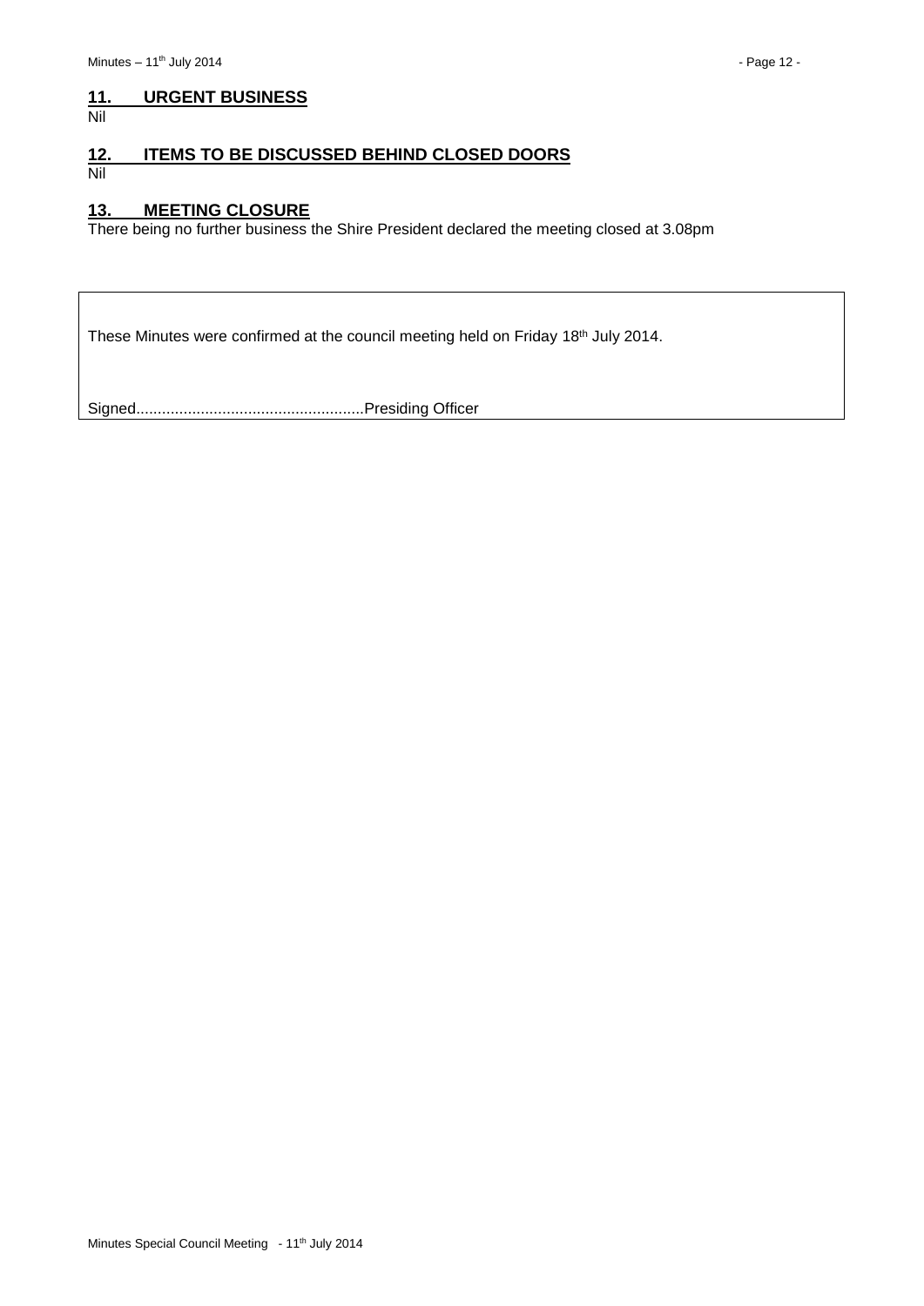## 11. URGENT BUSINESS

Nil

## 12. ITEMS TO BE DISCUSSED BEHIND CLOSED DOORS

Nil

## 13. MEETING CLOSURE

There being no further business the Shire President declared the meeting closed at 3.08pm

These Minutes were confirmed at the council meeting held on Friday 18th July 2014.

Signed.....................................................Presiding Officer